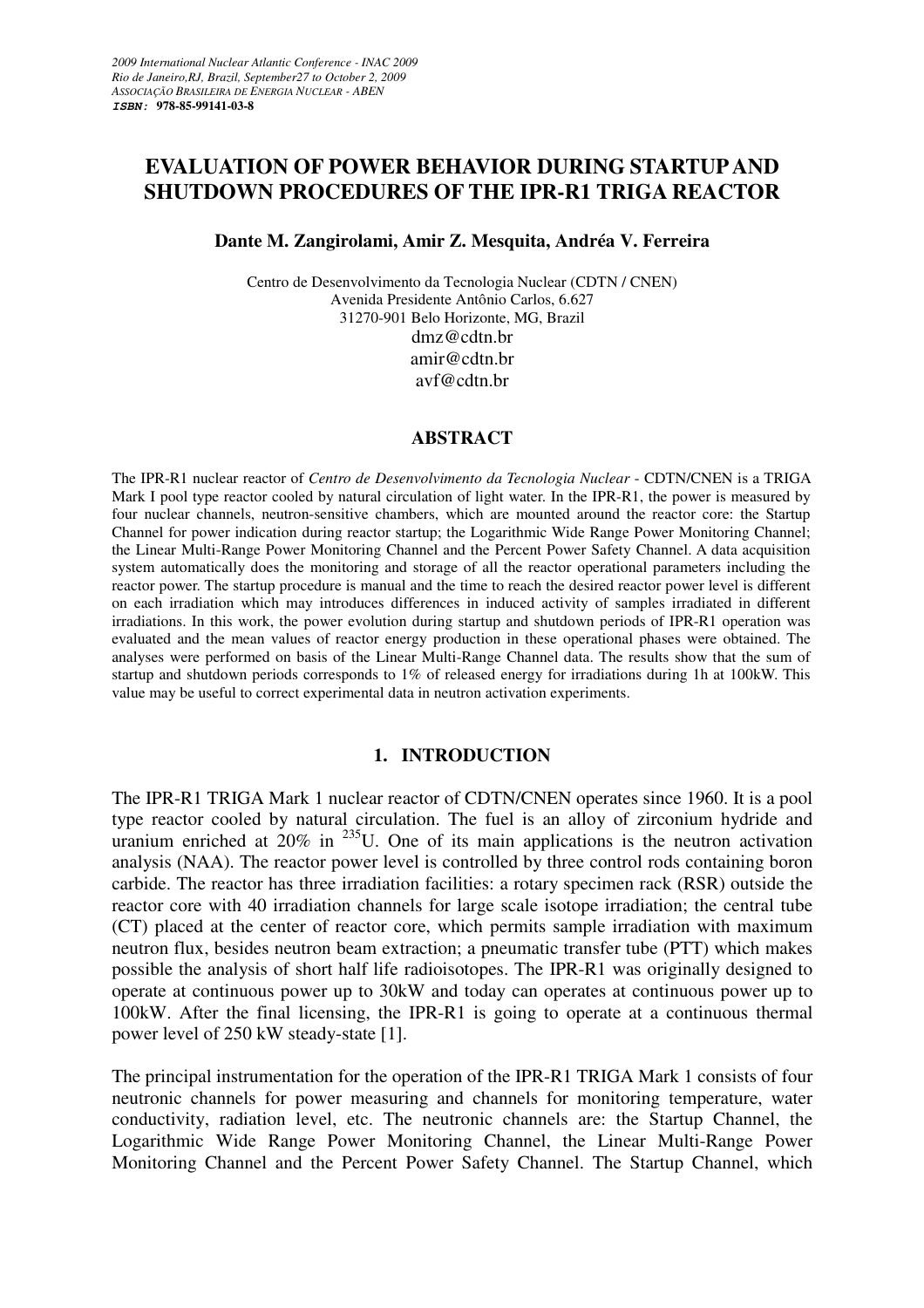2009 International Nuclear Atlantic Conference - INAC 2009
Rio de Janeiro,RJ, Brazil, September27 to October 2, 2009
ASSOCIAÇÃO BRASILEIRA DE ENERGIA NUCLEAR - ABEN
**ISBN: 978-85-99141-03-8**

# EVALUATION OF POWER BEHAVIOR DURING STARTUP AND SHUTDOWN PROCEDURES OF THE IPR-R1 TRIGA REACTOR

**Dante M. Zangirolami, Amir Z. Mesquita, Andréa V. Ferreira**

Centro de Desenvolvimento da Tecnologia Nuclear (CDTN / CNEN)
Avenida Presidente Antônio Carlos, 6.627
31270-901 Belo Horizonte, MG, Brazil
dmz@cdtn.br
amir@cdtn.br
avf@cdtn.br

## ABSTRACT

The IPR-R1 nuclear reactor of *Centro de Desenvolvimento da Tecnologia Nuclear* - CDTN/CNEN is a TRIGA Mark I pool type reactor cooled by natural circulation of light water. In the IPR-R1, the power is measured by four nuclear channels, neutron-sensitive chambers, which are mounted around the reactor core: the Startup Channel for power indication during reactor startup; the Logarithmic Wide Range Power Monitoring Channel; the Linear Multi-Range Power Monitoring Channel and the Percent Power Safety Channel. A data acquisition system automatically does the monitoring and storage of all the reactor operational parameters including the reactor power. The startup procedure is manual and the time to reach the desired reactor power level is different on each irradiation which may introduces differences in induced activity of samples irradiated in different irradiations. In this work, the power evolution during startup and shutdown periods of IPR-R1 operation was evaluated and the mean values of reactor energy production in these operational phases were obtained. The analyses were performed on basis of the Linear Multi-Range Channel data. The results show that the sum of startup and shutdown periods corresponds to 1% of released energy for irradiations during 1h at 100kW. This value may be useful to correct experimental data in neutron activation experiments.

## 1. INTRODUCTION

The IPR-R1 TRIGA Mark 1 nuclear reactor of CDTN/CNEN operates since 1960. It is a pool type reactor cooled by natural circulation. The fuel is an alloy of zirconium hydride and uranium enriched at 20% in $^{235}U$. One of its main applications is the neutron activation analysis (NAA). The reactor power level is controlled by three control rods containing boron carbide. The reactor has three irradiation facilities: a rotary specimen rack (RSR) outside the reactor core with 40 irradiation channels for large scale isotope irradiation; the central tube (CT) placed at the center of reactor core, which permits sample irradiation with maximum neutron flux, besides neutron beam extraction; a pneumatic transfer tube (PTT) which makes possible the analysis of short half life radioisotopes. The IPR-R1 was originally designed to operate at continuous power up to 30kW and today can operates at continuous power up to 100kW. After the final licensing, the IPR-R1 is going to operate at a continuous thermal power level of 250 kW steady-state [1].

The principal instrumentation for the operation of the IPR-R1 TRIGA Mark 1 consists of four neutronic channels for power measuring and channels for monitoring temperature, water conductivity, radiation level, etc. The neutronic channels are: the Startup Channel, the Logarithmic Wide Range Power Monitoring Channel, the Linear Multi-Range Power Monitoring Channel and the Percent Power Safety Channel. The Startup Channel, which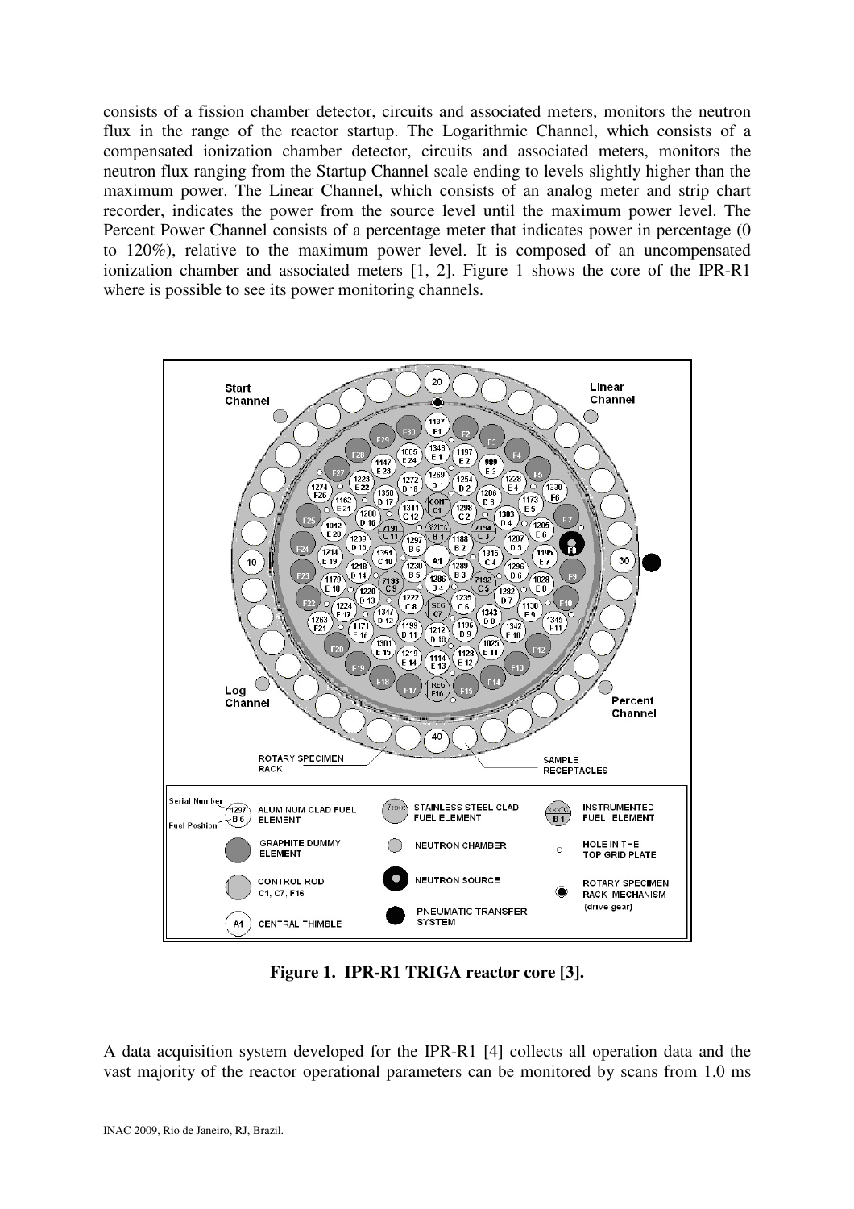consists of a fission chamber detector, circuits and associated meters, monitors the neutron flux in the range of the reactor startup. The Logarithmic Channel, which consists of a compensated ionization chamber detector, circuits and associated meters, monitors the neutron flux ranging from the Startup Channel scale ending to levels slightly higher than the maximum power. The Linear Channel, which consists of an analog meter and strip chart recorder, indicates the power from the source level until the maximum power level. The Percent Power Channel consists of a percentage meter that indicates power in percentage (0 to 120%), relative to the maximum power level. It is composed of an uncompensated ionization chamber and associated meters [1, 2]. Figure 1 shows the core of the IPR-R1 where is possible to see its power monitoring channels.

**Figure 1. IPR-R1 TRIGA reactor core [3].**

A data acquisition system developed for the IPR-R1 [4] collects all operation data and the vast majority of the reactor operational parameters can be monitored by scans from 1.0 ms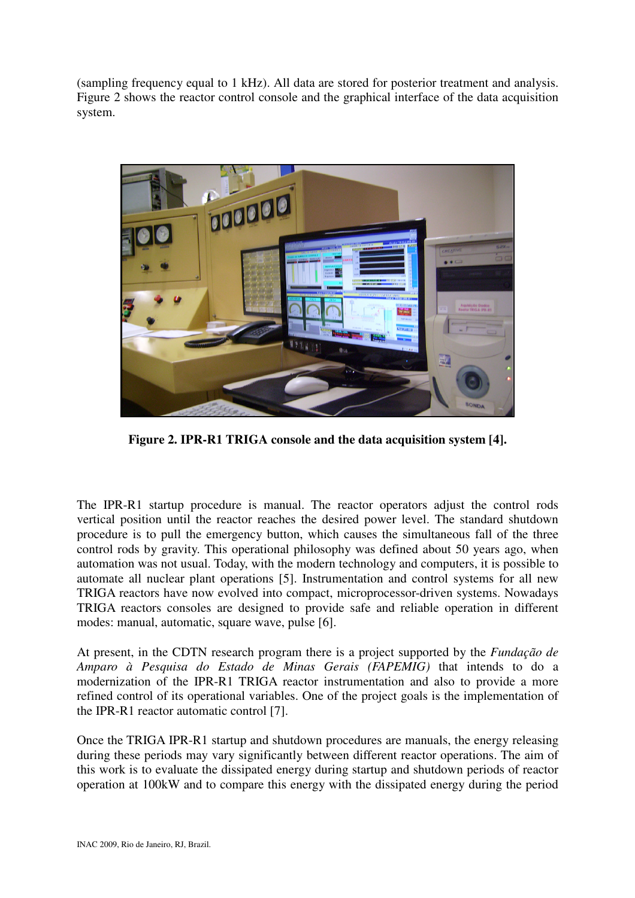(sampling frequency equal to 1 kHz). All data are stored for posterior treatment and analysis. Figure 2 shows the reactor control console and the graphical interface of the data acquisition system.

**Figure 2. IPR-R1 TRIGA console and the data acquisition system [4].**

The IPR-R1 startup procedure is manual. The reactor operators adjust the control rods vertical position until the reactor reaches the desired power level. The standard shutdown procedure is to pull the emergency button, which causes the simultaneous fall of the three control rods by gravity. This operational philosophy was defined about 50 years ago, when automation was not usual. Today, with the modern technology and computers, it is possible to automate all nuclear plant operations [5]. Instrumentation and control systems for all new TRIGA reactors have now evolved into compact, microprocessor-driven systems. Nowadays TRIGA reactors consoles are designed to provide safe and reliable operation in different modes: manual, automatic, square wave, pulse [6].

At present, in the CDTN research program there is a project supported by the *Fundação de Amparo à Pesquisa do Estado de Minas Gerais (FAPEMIG)* that intends to do a modernization of the IPR-R1 TRIGA reactor instrumentation and also to provide a more refined control of its operational variables. One of the project goals is the implementation of the IPR-R1 reactor automatic control [7].

Once the TRIGA IPR-R1 startup and shutdown procedures are manuals, the energy releasing during these periods may vary significantly between different reactor operations. The aim of this work is to evaluate the dissipated energy during startup and shutdown periods of reactor operation at 100kW and to compare this energy with the dissipated energy during the period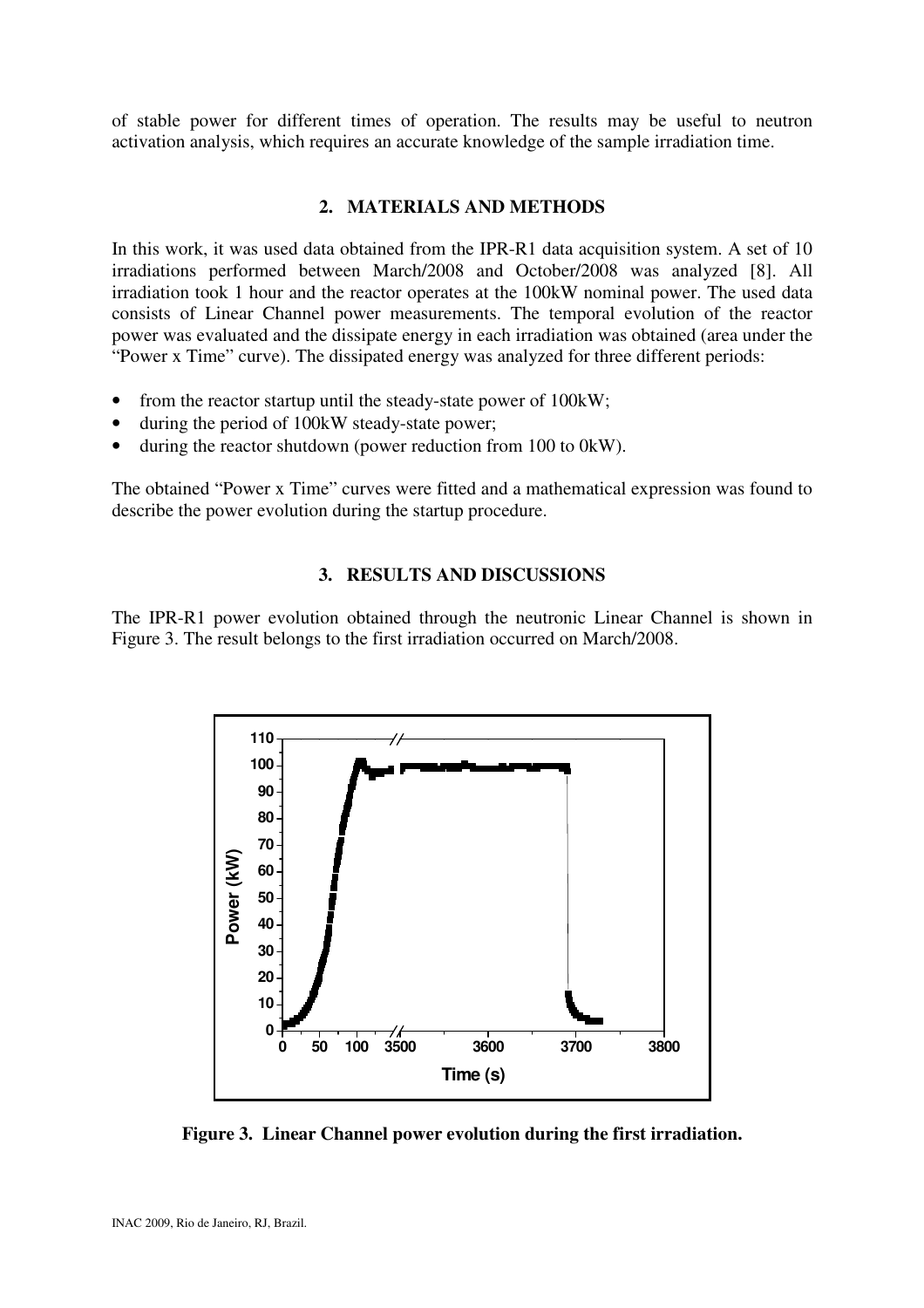of stable power for different times of operation. The results may be useful to neutron activation analysis, which requires an accurate knowledge of the sample irradiation time.

## 2. MATERIALS AND METHODS

In this work, it was used data obtained from the IPR-R1 data acquisition system. A set of 10 irradiations performed between March/2008 and October/2008 was analyzed [8]. All irradiation took 1 hour and the reactor operates at the 100kW nominal power. The used data consists of Linear Channel power measurements. The temporal evolution of the reactor power was evaluated and the dissipate energy in each irradiation was obtained (area under the "Power x Time" curve). The dissipated energy was analyzed for three different periods:

- from the reactor startup until the steady-state power of 100kW;
- during the period of 100kW steady-state power;
- during the reactor shutdown (power reduction from 100 to 0kW).

The obtained "Power x Time" curves were fitted and a mathematical expression was found to describe the power evolution during the startup procedure.

## 3. RESULTS AND DISCUSSIONS

The IPR-R1 power evolution obtained through the neutronic Linear Channel is shown in Figure 3. The result belongs to the first irradiation occurred on March/2008.

**Figure 3. Linear Channel power evolution during the first irradiation.**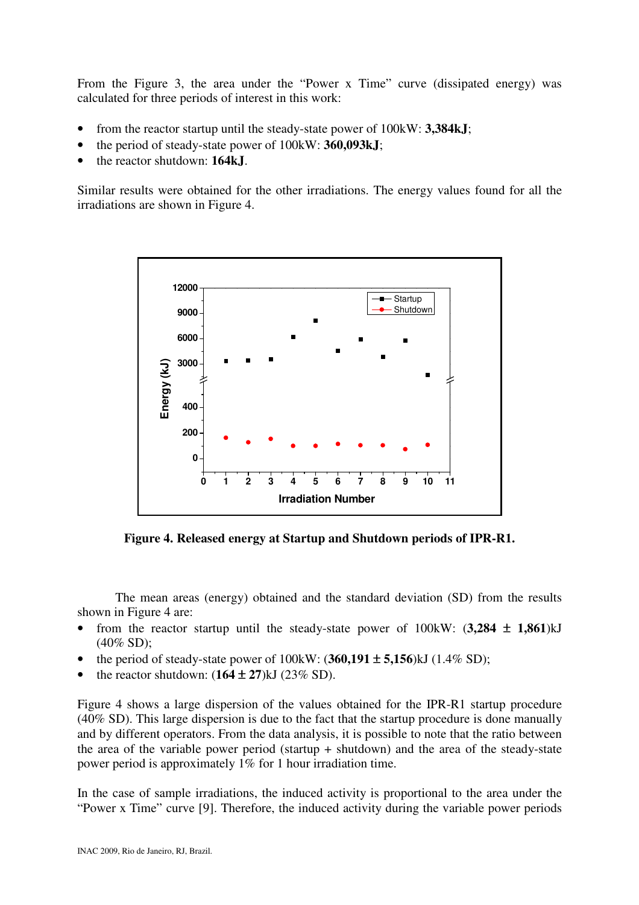From the Figure 3, the area under the "Power x Time" curve (dissipated energy) was calculated for three periods of interest in this work:

- from the reactor startup until the steady-state power of 100kW: **3,384kJ**;
- the period of steady-state power of 100kW: **360,093kJ**;
- the reactor shutdown: **164kJ**.

Similar results were obtained for the other irradiations. The energy values found for all the irradiations are shown in Figure 4.

**Figure 4. Released energy at Startup and Shutdown periods of IPR-R1.**

The mean areas (energy) obtained and the standard deviation (SD) from the results shown in Figure 4 are:

- from the reactor startup until the steady-state power of 100kW: (**3,284 ± 1,861**)kJ (40% SD);
- the period of steady-state power of 100kW: (**360,191 ± 5,156**)kJ (1.4% SD);
- the reactor shutdown: (**164 ± 27**)kJ (23% SD).

Figure 4 shows a large dispersion of the values obtained for the IPR-R1 startup procedure (40% SD). This large dispersion is due to the fact that the startup procedure is done manually and by different operators. From the data analysis, it is possible to note that the ratio between the area of the variable power period (startup + shutdown) and the area of the steady-state power period is approximately 1% for 1 hour irradiation time.

In the case of sample irradiations, the induced activity is proportional to the area under the "Power x Time" curve [9]. Therefore, the induced activity during the variable power periods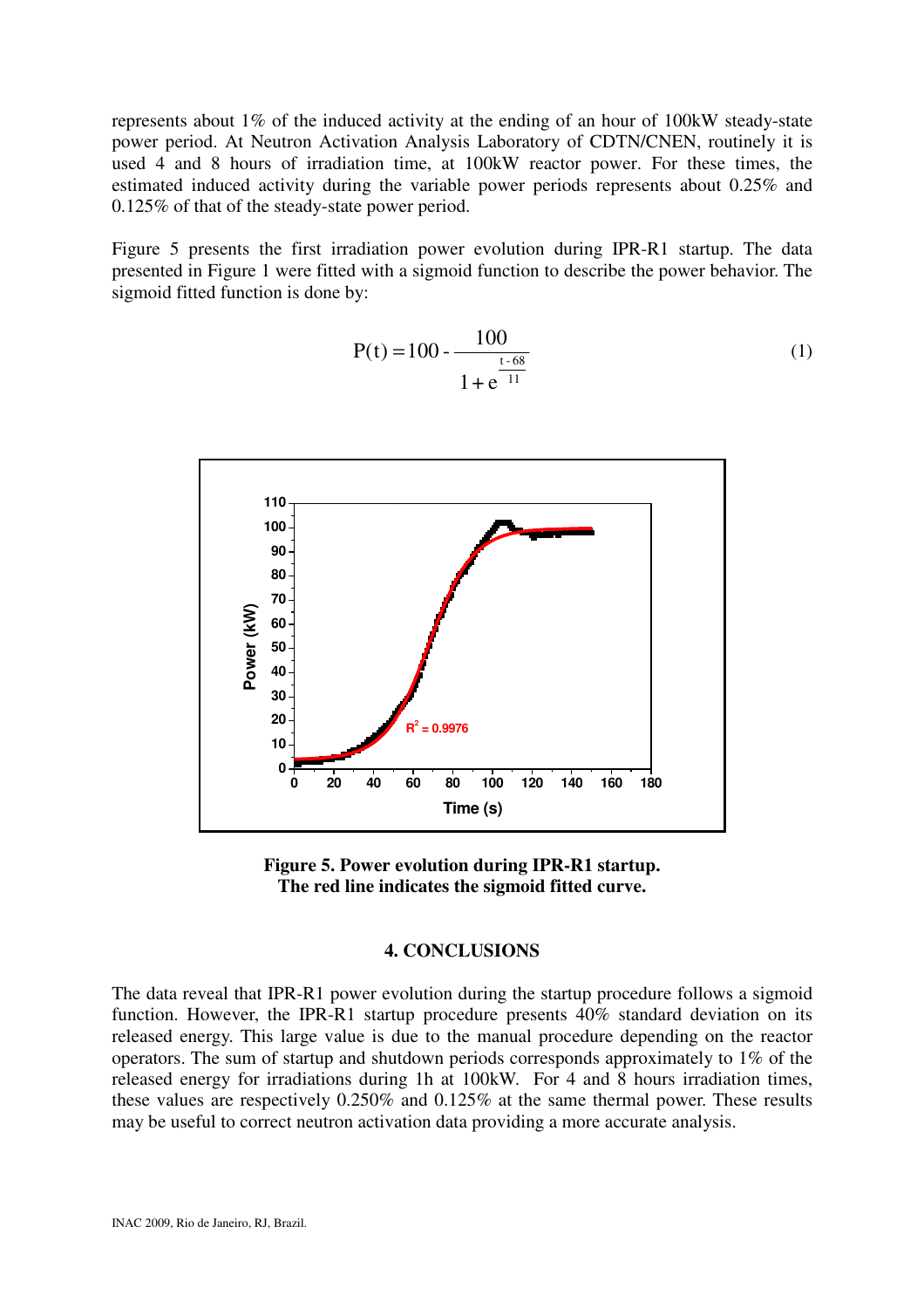represents about 1% of the induced activity at the ending of an hour of 100kW steady-state power period. At Neutron Activation Analysis Laboratory of CDTN/CNEN, routinely it is used 4 and 8 hours of irradiation time, at 100kW reactor power. For these times, the estimated induced activity during the variable power periods represents about 0.25% and 0.125% of that of the steady-state power period.

Figure 5 presents the first irradiation power evolution during IPR-R1 startup. The data presented in Figure 1 were fitted with a sigmoid function to describe the power behavior. The sigmoid fitted function is done by:

$$P(t) = 100 - \frac{100}{1 + e^{\frac{t-68}{11}}} \quad (1)$$

**Figure 5. Power evolution during IPR-R1 startup. The red line indicates the sigmoid fitted curve.**

## 4. CONCLUSIONS

The data reveal that IPR-R1 power evolution during the startup procedure follows a sigmoid function. However, the IPR-R1 startup procedure presents 40% standard deviation on its released energy. This large value is due to the manual procedure depending on the reactor operators. The sum of startup and shutdown periods corresponds approximately to 1% of the released energy for irradiations during 1h at 100kW. For 4 and 8 hours irradiation times, these values are respectively 0.250% and 0.125% at the same thermal power. These results may be useful to correct neutron activation data providing a more accurate analysis.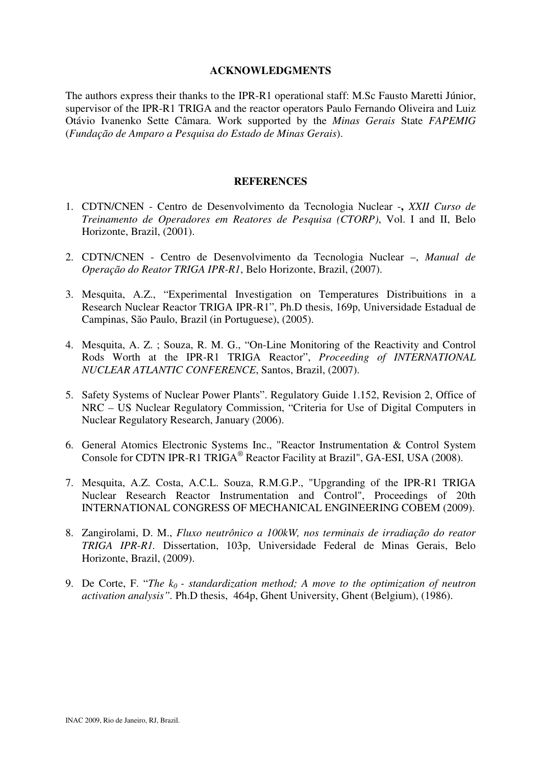## ACKNOWLEDGMENTS

The authors express their thanks to the IPR-R1 operational staff: M.Sc Fausto Maretti Júnior, supervisor of the IPR-R1 TRIGA and the reactor operators Paulo Fernando Oliveira and Luiz Otávio Ivanenko Sette Câmara. Work supported by the *Minas Gerais* State *FAPEMIG* (*Fundação de Amparo a Pesquisa do Estado de Minas Gerais*).

## REFERENCES

1. CDTN/CNEN - Centro de Desenvolvimento da Tecnologia Nuclear -**,** *XXII Curso de Treinamento de Operadores em Reatores de Pesquisa (CTORP)*, Vol. I and II, Belo Horizonte, Brazil, (2001).

2. CDTN/CNEN - Centro de Desenvolvimento da Tecnologia Nuclear –, *Manual de Operação do Reator TRIGA IPR-R1*, Belo Horizonte, Brazil, (2007).

3. Mesquita, A.Z., "Experimental Investigation on Temperatures Distribuitions in a Research Nuclear Reactor TRIGA IPR-R1", Ph.D thesis, 169p, Universidade Estadual de Campinas, São Paulo, Brazil (in Portuguese), (2005).

4. Mesquita, A. Z. ; Souza, R. M. G., "On-Line Monitoring of the Reactivity and Control Rods Worth at the IPR-R1 TRIGA Reactor", *Proceeding of INTERNATIONAL NUCLEAR ATLANTIC CONFERENCE*, Santos, Brazil, (2007).

5. Safety Systems of Nuclear Power Plants". Regulatory Guide 1.152, Revision 2, Office of NRC – US Nuclear Regulatory Commission, "Criteria for Use of Digital Computers in Nuclear Regulatory Research, January (2006).

6. General Atomics Electronic Systems Inc., "Reactor Instrumentation & Control System Console for CDTN IPR-R1 TRIGA® Reactor Facility at Brazil", GA-ESI, USA (2008).

7. Mesquita, A.Z. Costa, A.C.L. Souza, R.M.G.P., "Upgranding of the IPR-R1 TRIGA Nuclear Research Reactor Instrumentation and Control", Proceedings of 20th INTERNATIONAL CONGRESS OF MECHANICAL ENGINEERING COBEM (2009).

8. Zangirolami, D. M., *Fluxo neutrônico a 100kW, nos terminais de irradiação do reator TRIGA IPR-R1*. Dissertation, 103p, Universidade Federal de Minas Gerais, Belo Horizonte, Brazil, (2009).

9. De Corte, F. "*The $k_0$ - standardization method; A move to the optimization of neutron activation analysis"*. Ph.D thesis, 464p, Ghent University, Ghent (Belgium), (1986).